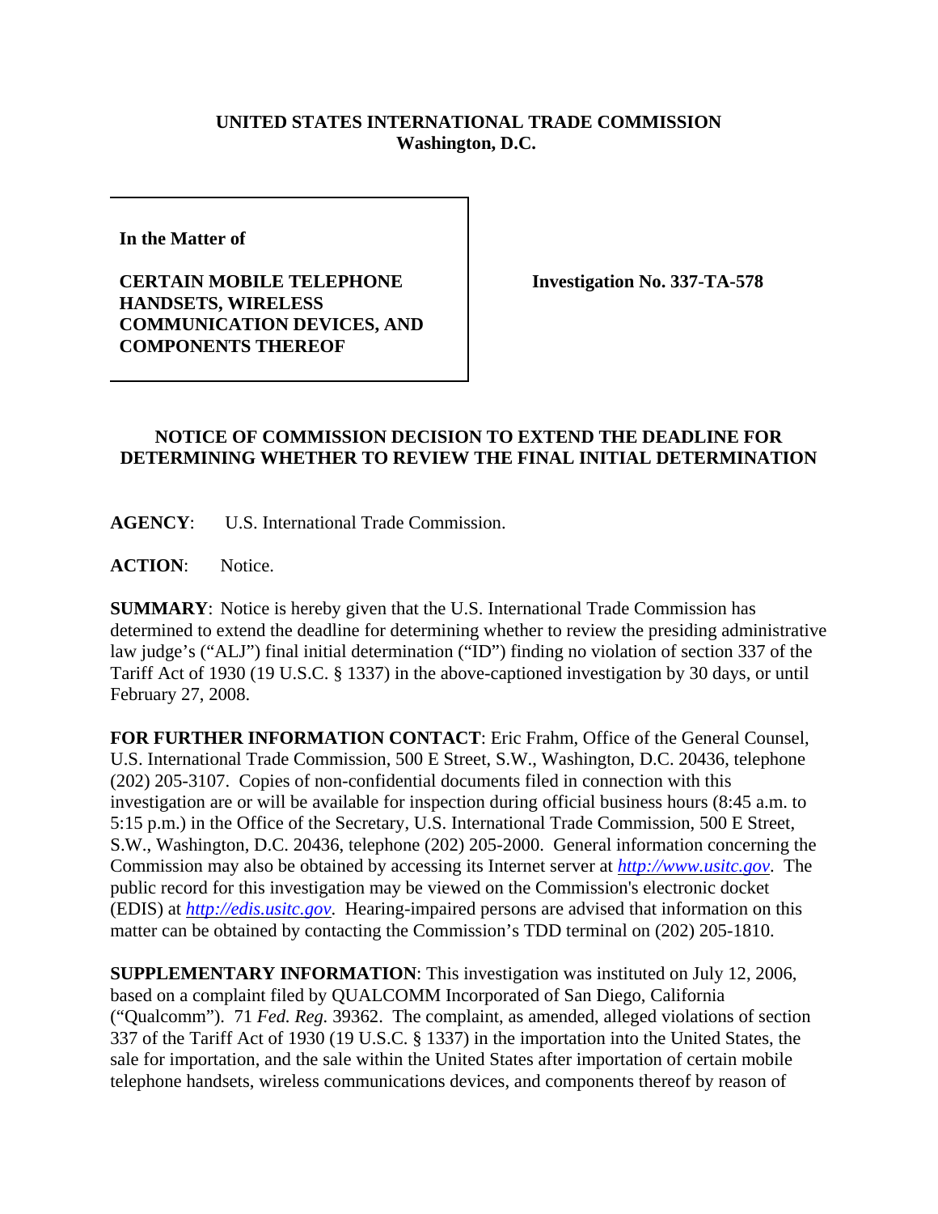**UNITED STATES INTERNATIONAL TRADE COMMISSION**
**Washington, D.C.**

| | |
|---|---|
| **In the Matter of**<br><br>**CERTAIN MOBILE TELEPHONE HANDSETS, WIRELESS COMMUNICATION DEVICES, AND COMPONENTS THEREOF** | **Investigation No. 337-TA-578** |

## NOTICE OF COMMISSION DECISION TO EXTEND THE DEADLINE FOR DETERMINING WHETHER TO REVIEW THE FINAL INITIAL DETERMINATION

**AGENCY**: U.S. International Trade Commission.

**ACTION**: Notice.

**SUMMARY**: Notice is hereby given that the U.S. International Trade Commission has determined to extend the deadline for determining whether to review the presiding administrative law judge's ("ALJ") final initial determination ("ID") finding no violation of section 337 of the Tariff Act of 1930 (19 U.S.C. § 1337) in the above-captioned investigation by 30 days, or until February 27, 2008.

**FOR FURTHER INFORMATION CONTACT**: Eric Frahm, Office of the General Counsel, U.S. International Trade Commission, 500 E Street, S.W., Washington, D.C. 20436, telephone (202) 205-3107. Copies of non-confidential documents filed in connection with this investigation are or will be available for inspection during official business hours (8:45 a.m. to 5:15 p.m.) in the Office of the Secretary, U.S. International Trade Commission, 500 E Street, S.W., Washington, D.C. 20436, telephone (202) 205-2000. General information concerning the Commission may also be obtained by accessing its Internet server at *http://www.usitc.gov*. The public record for this investigation may be viewed on the Commission's electronic docket (EDIS) at *http://edis.usitc.gov*. Hearing-impaired persons are advised that information on this matter can be obtained by contacting the Commission's TDD terminal on (202) 205-1810.

**SUPPLEMENTARY INFORMATION**: This investigation was instituted on July 12, 2006, based on a complaint filed by QUALCOMM Incorporated of San Diego, California ("Qualcomm"). 71 *Fed. Reg.* 39362. The complaint, as amended, alleged violations of section 337 of the Tariff Act of 1930 (19 U.S.C. § 1337) in the importation into the United States, the sale for importation, and the sale within the United States after importation of certain mobile telephone handsets, wireless communications devices, and components thereof by reason of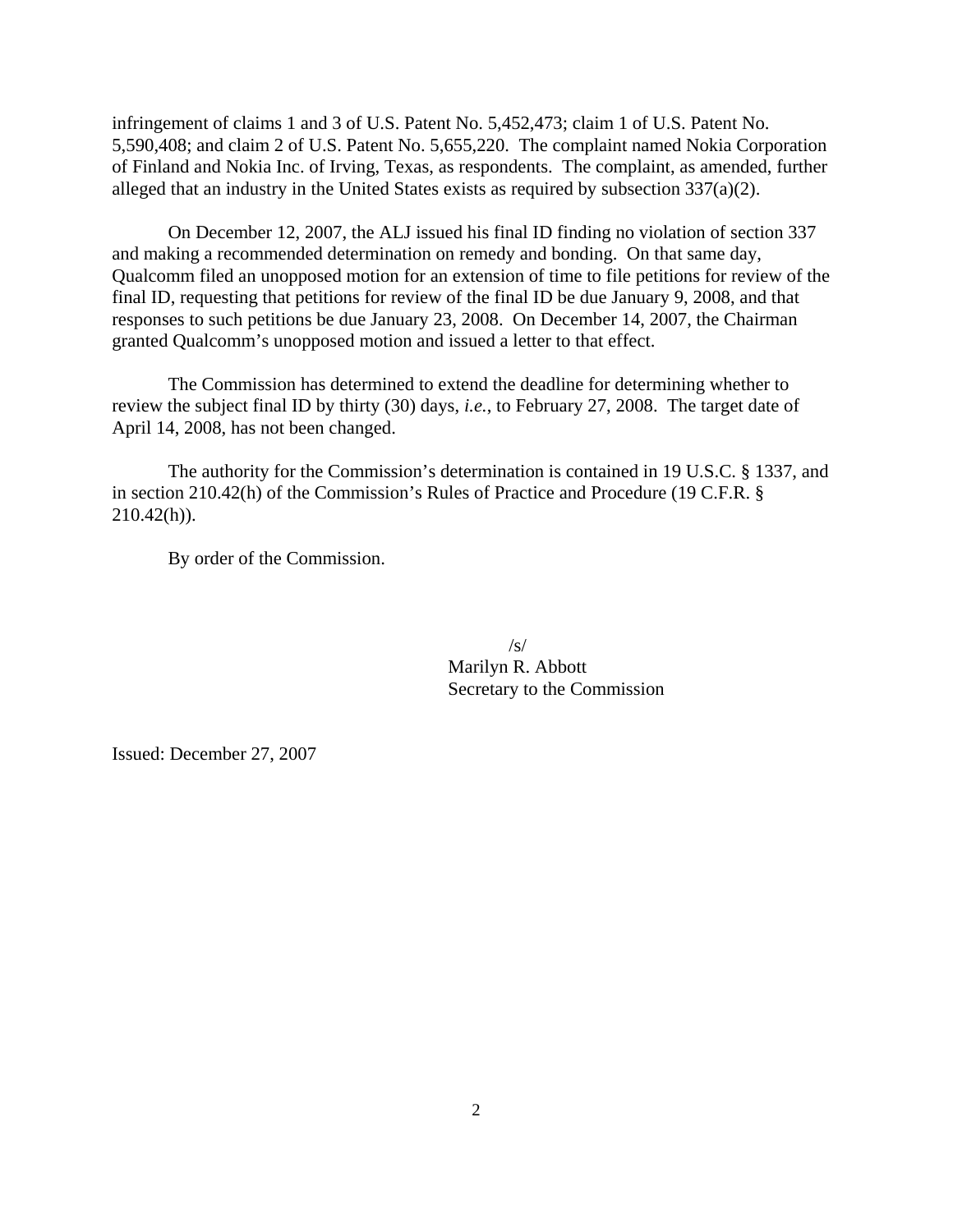infringement of claims 1 and 3 of U.S. Patent No. 5,452,473; claim 1 of U.S. Patent No. 5,590,408; and claim 2 of U.S. Patent No. 5,655,220. The complaint named Nokia Corporation of Finland and Nokia Inc. of Irving, Texas, as respondents. The complaint, as amended, further alleged that an industry in the United States exists as required by subsection 337(a)(2).

On December 12, 2007, the ALJ issued his final ID finding no violation of section 337 and making a recommended determination on remedy and bonding. On that same day, Qualcomm filed an unopposed motion for an extension of time to file petitions for review of the final ID, requesting that petitions for review of the final ID be due January 9, 2008, and that responses to such petitions be due January 23, 2008. On December 14, 2007, the Chairman granted Qualcomm's unopposed motion and issued a letter to that effect.

The Commission has determined to extend the deadline for determining whether to review the subject final ID by thirty (30) days, *i.e.*, to February 27, 2008. The target date of April 14, 2008, has not been changed.

The authority for the Commission's determination is contained in 19 U.S.C. § 1337, and in section 210.42(h) of the Commission's Rules of Practice and Procedure (19 C.F.R. § 210.42(h)).

By order of the Commission.

/s/
Marilyn R. Abbott
Secretary to the Commission

Issued: December 27, 2007